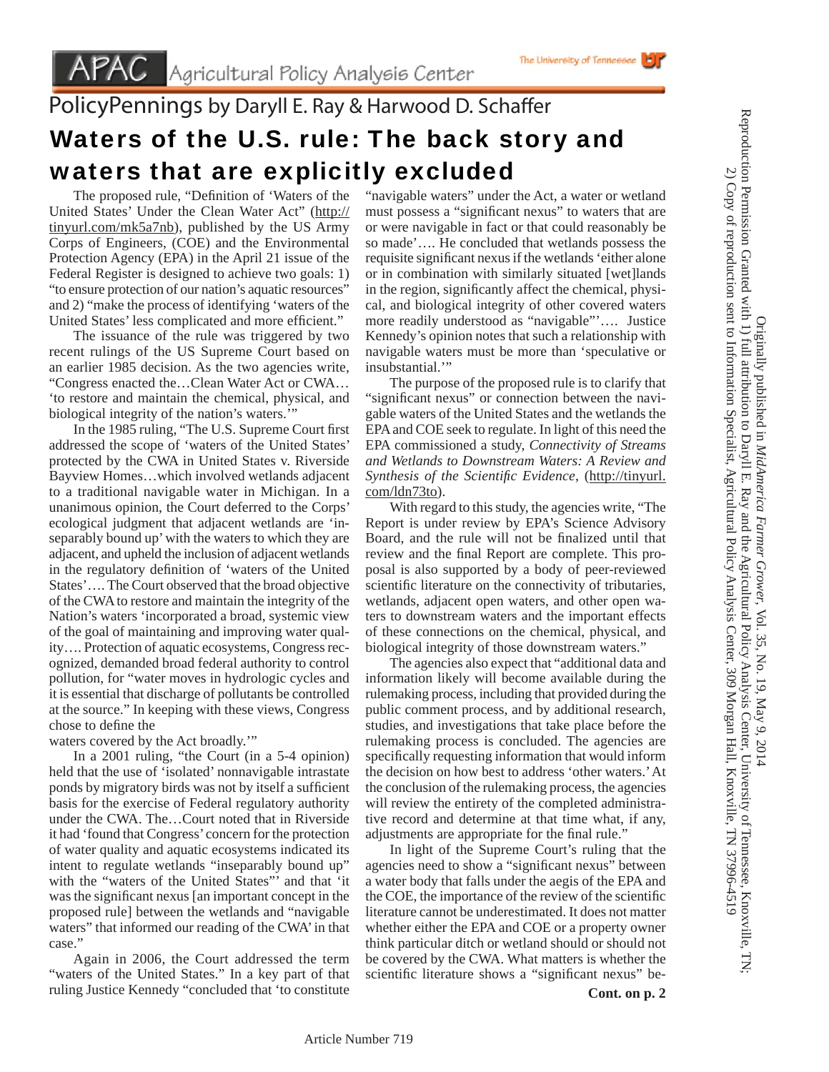APAC Agricultural Policy Analysis Center

PolicyPennings by Daryll E. Ray & Harwood D. Schaffer

# Waters of the U.S. rule: The back story and waters that are explicitly excluded

The proposed rule, "Definition of 'Waters of the United States' Under the Clean Water Act" (http://tinyurl.com/mk5a7nb), published by the US Army Corps of Engineers, (COE) and the Environmental Protection Agency (EPA) in the April 21 issue of the Federal Register is designed to achieve two goals: 1) "to ensure protection of our nation's aquatic resources" and 2) "make the process of identifying 'waters of the United States' less complicated and more efficient."

The issuance of the rule was triggered by two recent rulings of the US Supreme Court based on an earlier 1985 decision. As the two agencies write, "Congress enacted the…Clean Water Act or CWA… 'to restore and maintain the chemical, physical, and biological integrity of the nation's waters.'"

In the 1985 ruling, "The U.S. Supreme Court first addressed the scope of 'waters of the United States' protected by the CWA in United States v. Riverside Bayview Homes…which involved wetlands adjacent to a traditional navigable water in Michigan. In a unanimous opinion, the Court deferred to the Corps' ecological judgment that adjacent wetlands are 'inseparably bound up' with the waters to which they are adjacent, and upheld the inclusion of adjacent wetlands in the regulatory definition of 'waters of the United States'…. The Court observed that the broad objective of the CWA to restore and maintain the integrity of the Nation's waters 'incorporated a broad, systemic view of the goal of maintaining and improving water quality…. Protection of aquatic ecosystems, Congress recognized, demanded broad federal authority to control pollution, for "water moves in hydrologic cycles and it is essential that discharge of pollutants be controlled at the source." In keeping with these views, Congress chose to define the waters covered by the Act broadly.'"

In a 2001 ruling, "the Court (in a 5-4 opinion) held that the use of 'isolated' nonnavigable intrastate ponds by migratory birds was not by itself a sufficient basis for the exercise of Federal regulatory authority under the CWA. The…Court noted that in Riverside it had 'found that Congress' concern for the protection of water quality and aquatic ecosystems indicated its intent to regulate wetlands "inseparably bound up" with the "waters of the United States"' and that 'it was the significant nexus [an important concept in the proposed rule] between the wetlands and "navigable waters" that informed our reading of the CWA' in that case."

Again in 2006, the Court addressed the term "waters of the United States." In a key part of that ruling Justice Kennedy "concluded that 'to constitute "navigable waters" under the Act, a water or wetland must possess a "significant nexus" to waters that are or were navigable in fact or that could reasonably be so made'…. He concluded that wetlands possess the requisite significant nexus if the wetlands 'either alone or in combination with similarly situated [wet]lands in the region, significantly affect the chemical, physical, and biological integrity of other covered waters more readily understood as "navigable"'…. Justice Kennedy's opinion notes that such a relationship with navigable waters must be more than 'speculative or insubstantial.'"

The purpose of the proposed rule is to clarify that "significant nexus" or connection between the navigable waters of the United States and the wetlands the EPA and COE seek to regulate. In light of this need the EPA commissioned a study, *Connectivity of Streams and Wetlands to Downstream Waters: A Review and Synthesis of the Scientific Evidence*, (http://tinyurl.com/ldn73to).

With regard to this study, the agencies write, "The Report is under review by EPA's Science Advisory Board, and the rule will not be finalized until that review and the final Report are complete. This proposal is also supported by a body of peer-reviewed scientific literature on the connectivity of tributaries, wetlands, adjacent open waters, and other open waters to downstream waters and the important effects of these connections on the chemical, physical, and biological integrity of those downstream waters."

The agencies also expect that "additional data and information likely will become available during the rulemaking process, including that provided during the public comment process, and by additional research, studies, and investigations that take place before the rulemaking process is concluded. The agencies are specifically requesting information that would inform the decision on how best to address 'other waters.' At the conclusion of the rulemaking process, the agencies will review the entirety of the completed administrative record and determine at that time what, if any, adjustments are appropriate for the final rule."

In light of the Supreme Court's ruling that the agencies need to show a "significant nexus" between a water body that falls under the aegis of the EPA and the COE, the importance of the review of the scientific literature cannot be underestimated. It does not matter whether either the EPA and COE or a property owner think particular ditch or wetland should or should not be covered by the CWA. What matters is whether the scientific literature shows a "significant nexus" be-

**Cont. on p. 2**

Originally published in *MidAmerica Farmer Grower*, Vol. 35, No. 19, May 9, 2014
Reproduction Permission Granted with 1) full attribution to Daryll E. Ray and the Agricultural Policy Analysis Center, University of Tennessee, Knoxville, TN;
2) Copy of reproduction sent to Information Specialist, Agricultural Policy Analysis Center, 309 Morgan Hall, Knoxville, TN 37996-4519

Article Number 719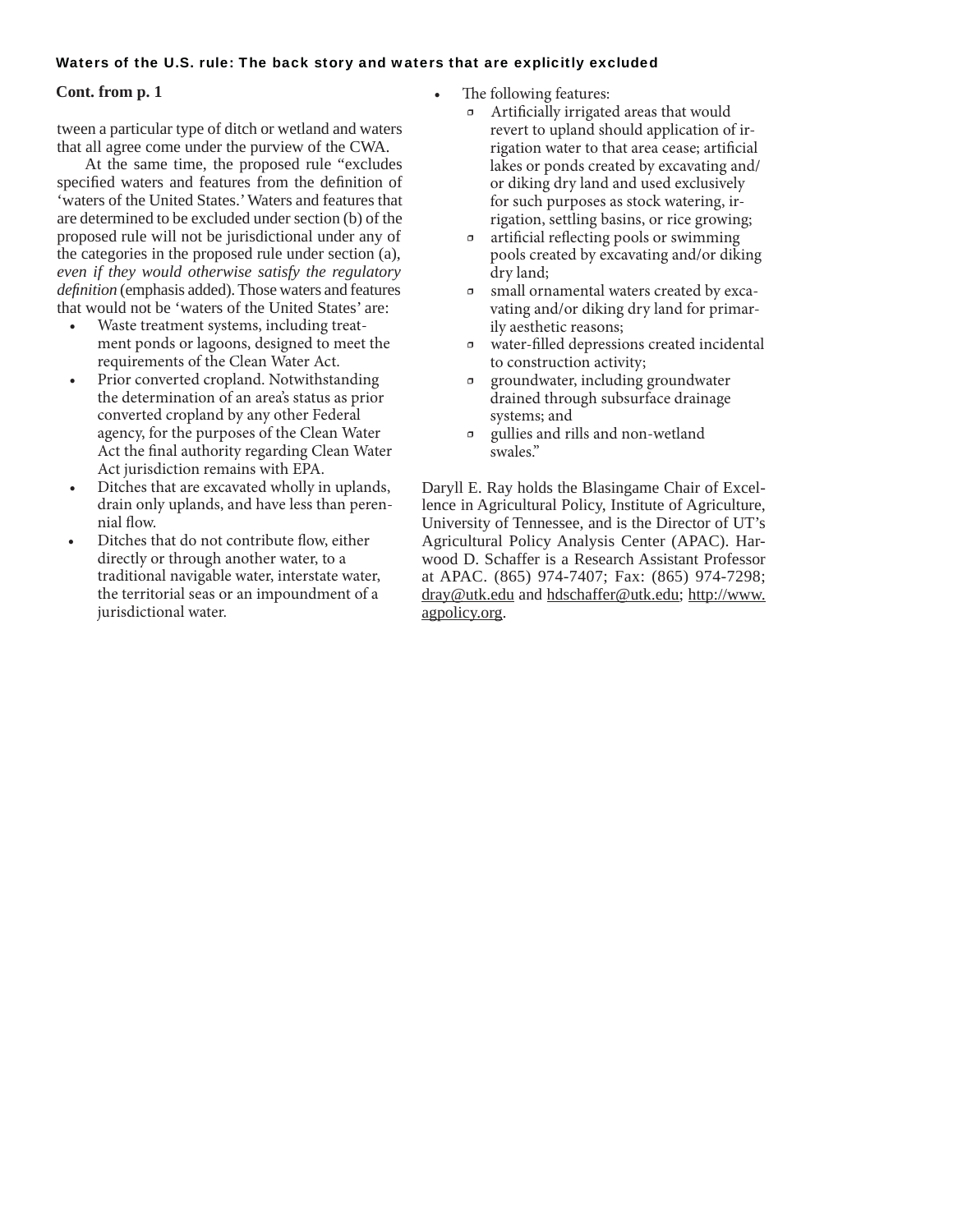## Waters of the U.S. rule: The back story and waters that are explicitly excluded

**Cont. from p. 1**

tween a particular type of ditch or wetland and waters that all agree come under the purview of the CWA.

At the same time, the proposed rule "excludes specified waters and features from the definition of 'waters of the United States.' Waters and features that are determined to be excluded under section (b) of the proposed rule will not be jurisdictional under any of the categories in the proposed rule under section (a), *even if they would otherwise satisfy the regulatory definition* (emphasis added). Those waters and features that would not be 'waters of the United States' are:

- Waste treatment systems, including treatment ponds or lagoons, designed to meet the requirements of the Clean Water Act.
- Prior converted cropland. Notwithstanding the determination of an area's status as prior converted cropland by any other Federal agency, for the purposes of the Clean Water Act the final authority regarding Clean Water Act jurisdiction remains with EPA.
- Ditches that are excavated wholly in uplands, drain only uplands, and have less than perennial flow.
- Ditches that do not contribute flow, either directly or through another water, to a traditional navigable water, interstate water, the territorial seas or an impoundment of a jurisdictional water.
- The following features:
  - Artificially irrigated areas that would revert to upland should application of irrigation water to that area cease; artificial lakes or ponds created by excavating and/or diking dry land and used exclusively for such purposes as stock watering, irrigation, settling basins, or rice growing;
  - artificial reflecting pools or swimming pools created by excavating and/or diking dry land;
  - small ornamental waters created by excavating and/or diking dry land for primarily aesthetic reasons;
  - water-filled depressions created incidental to construction activity;
  - groundwater, including groundwater drained through subsurface drainage systems; and
  - gullies and rills and non-wetland swales."

Daryll E. Ray holds the Blasingame Chair of Excellence in Agricultural Policy, Institute of Agriculture, University of Tennessee, and is the Director of UT's Agricultural Policy Analysis Center (APAC). Harwood D. Schaffer is a Research Assistant Professor at APAC. (865) 974-7407; Fax: (865) 974-7298; dray@utk.edu and hdschaffer@utk.edu; http://www.agpolicy.org.